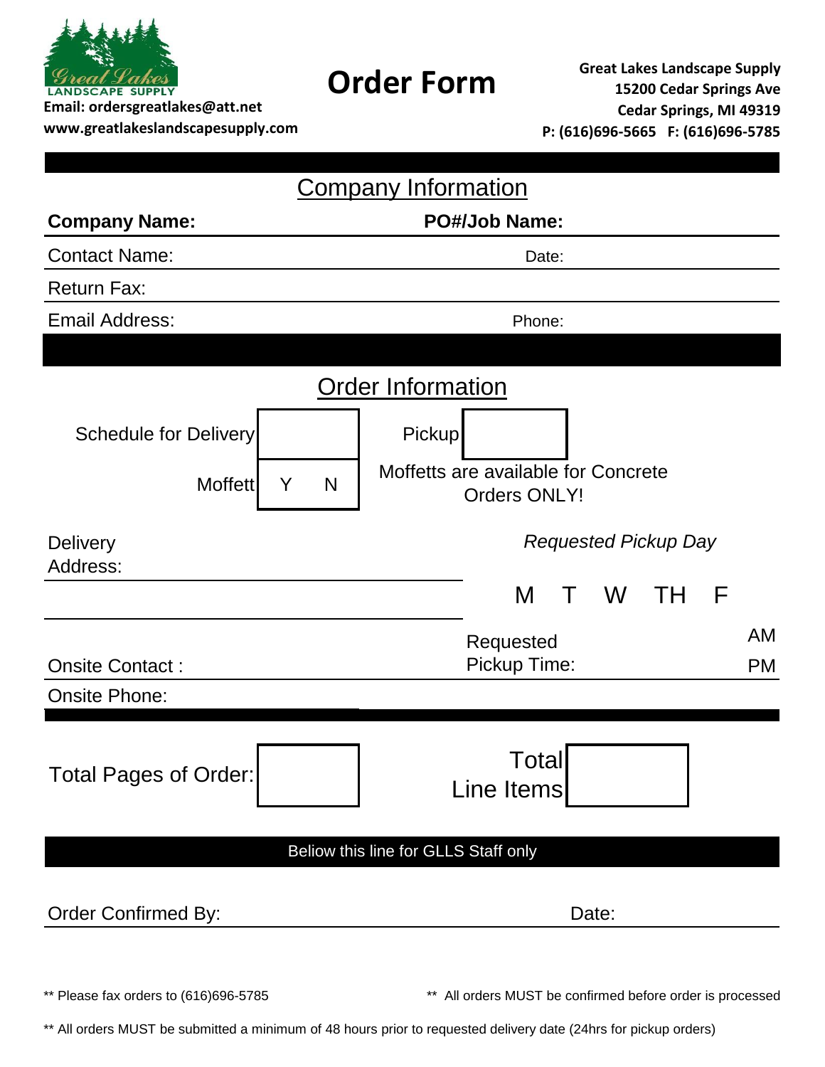Email: ordersgreatlakes@att.net
www.greatlakeslandscapesupply.com

# Order Form

**Great Lakes Landscape Supply**
**15200 Cedar Springs Ave**
**Cedar Springs, MI 49319**
**P: (616)696-5665 F: (616)696-5785**

## Company Information

**Company Name:** **PO#/Job Name:**

Contact Name: Date:

Return Fax:

Email Address: Phone:

## Order Information

Schedule for Delivery [ ] Pickup [ ]

Moffett Y N

Moffetts are available for Concrete Orders ONLY!

Delivery Address:

*Requested Pickup Day*

M T W TH F

Requested Pickup Time: AM PM

Onsite Contact :

Onsite Phone:

Total Pages of Order: [ ] Total Line Items [ ]

Beliow this line for GLLS Staff only

Order Confirmed By: Date:

** Please fax orders to (616)696-5785

** All orders MUST be confirmed before order is processed

** All orders MUST be submitted a minimum of 48 hours prior to requested delivery date (24hrs for pickup orders)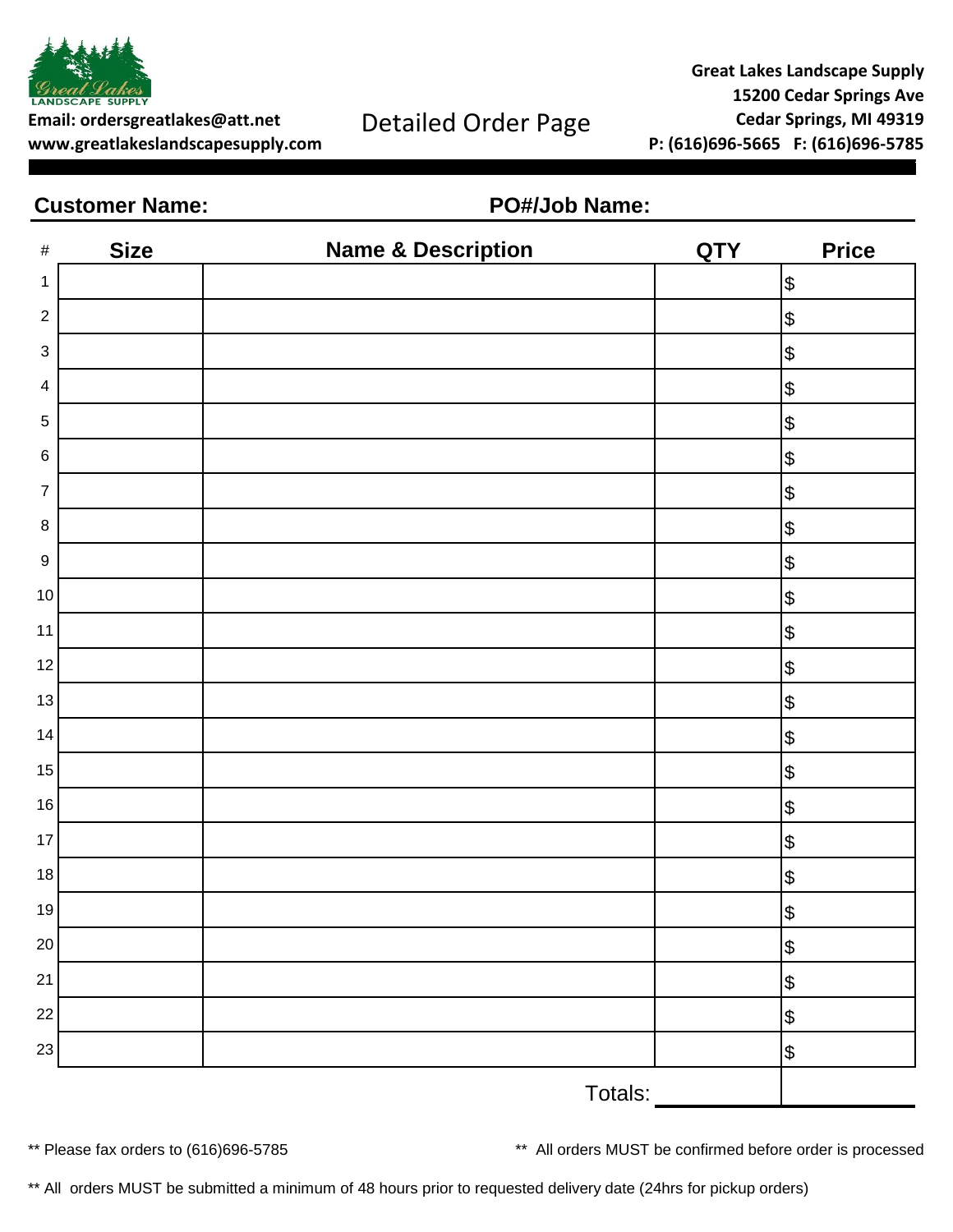LANDSCAPE SUPPLY

Email: ordersgreatlakes@att.net
www.greatlakeslandscapesupply.com

# Detailed Order Page

**Great Lakes Landscape Supply**
**15200 Cedar Springs Ave**
**Cedar Springs, MI 49319**
**P: (616)696-5665 F: (616)696-5785**

**Customer Name:** **PO#/Job Name:**

| # | Size | Name & Description | QTY | Price |
|---|---|---|---|---|
| 1 | | | | $ |
| 2 | | | | $ |
| 3 | | | | $ |
| 4 | | | | $ |
| 5 | | | | $ |
| 6 | | | | $ |
| 7 | | | | $ |
| 8 | | | | $ |
| 9 | | | | $ |
| 10 | | | | $ |
| 11 | | | | $ |
| 12 | | | | $ |
| 13 | | | | $ |
| 14 | | | | $ |
| 15 | | | | $ |
| 16 | | | | $ |
| 17 | | | | $ |
| 18 | | | | $ |
| 19 | | | | $ |
| 20 | | | | $ |
| 21 | | | | $ |
| 22 | | | | $ |
| 23 | | | | $ |
| | | Totals: | | |

** Please fax orders to (616)696-5785

** All orders MUST be confirmed before order is processed

** All orders MUST be submitted a minimum of 48 hours prior to requested delivery date (24hrs for pickup orders)